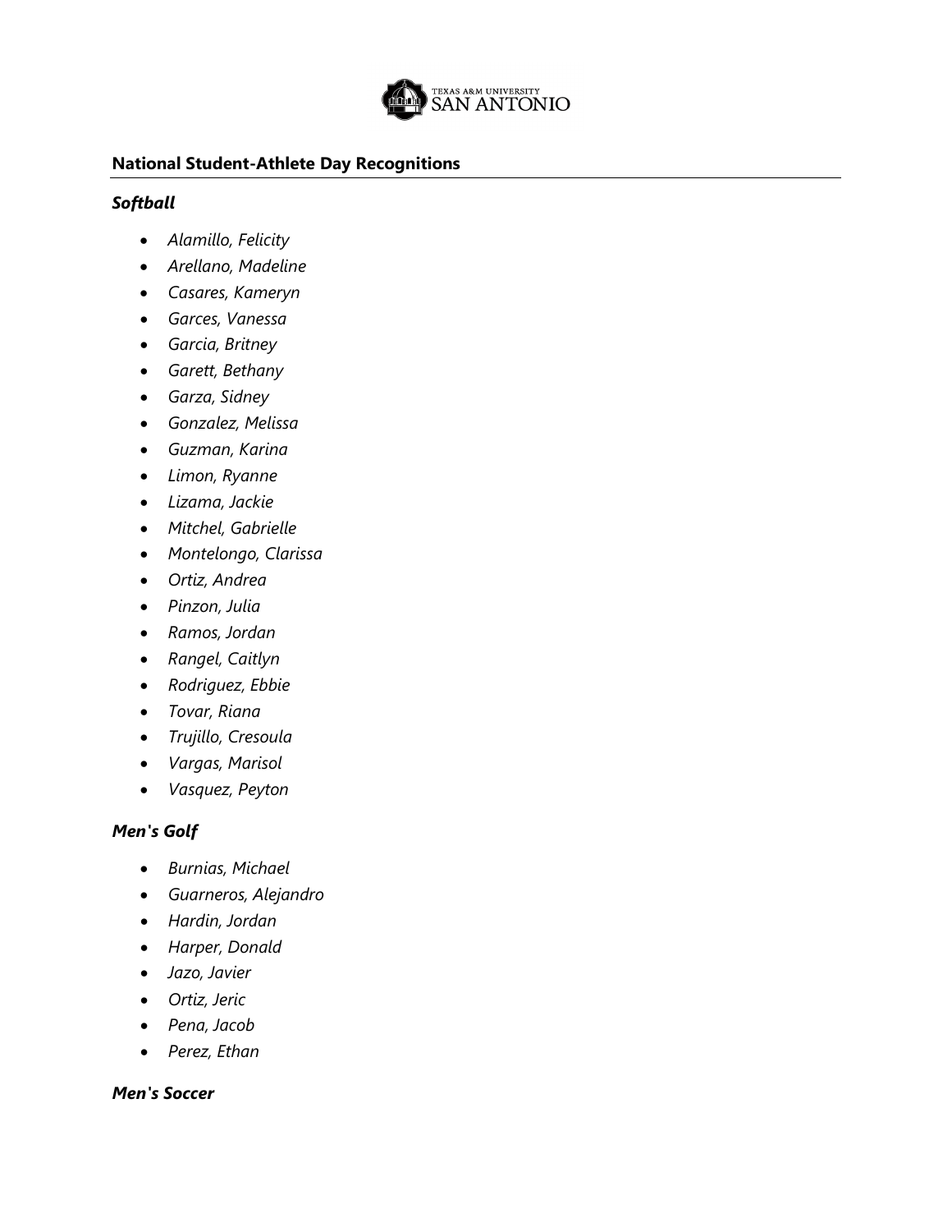## National Student-Athlete Day Recognitions

### *Softball*

- *Alamillo, Felicity*
- *Arellano, Madeline*
- *Casares, Kameryn*
- *Garces, Vanessa*
- *Garcia, Britney*
- *Garett, Bethany*
- *Garza, Sidney*
- *Gonzalez, Melissa*
- *Guzman, Karina*
- *Limon, Ryanne*
- *Lizama, Jackie*
- *Mitchel, Gabrielle*
- *Montelongo, Clarissa*
- *Ortiz, Andrea*
- *Pinzon, Julia*
- *Ramos, Jordan*
- *Rangel, Caitlyn*
- *Rodriguez, Ebbie*
- *Tovar, Riana*
- *Trujillo, Cresoula*
- *Vargas, Marisol*
- *Vasquez, Peyton*

### *Men's Golf*

- *Burnias, Michael*
- *Guarneros, Alejandro*
- *Hardin, Jordan*
- *Harper, Donald*
- *Jazo, Javier*
- *Ortiz, Jeric*
- *Pena, Jacob*
- *Perez, Ethan*

### *Men's Soccer*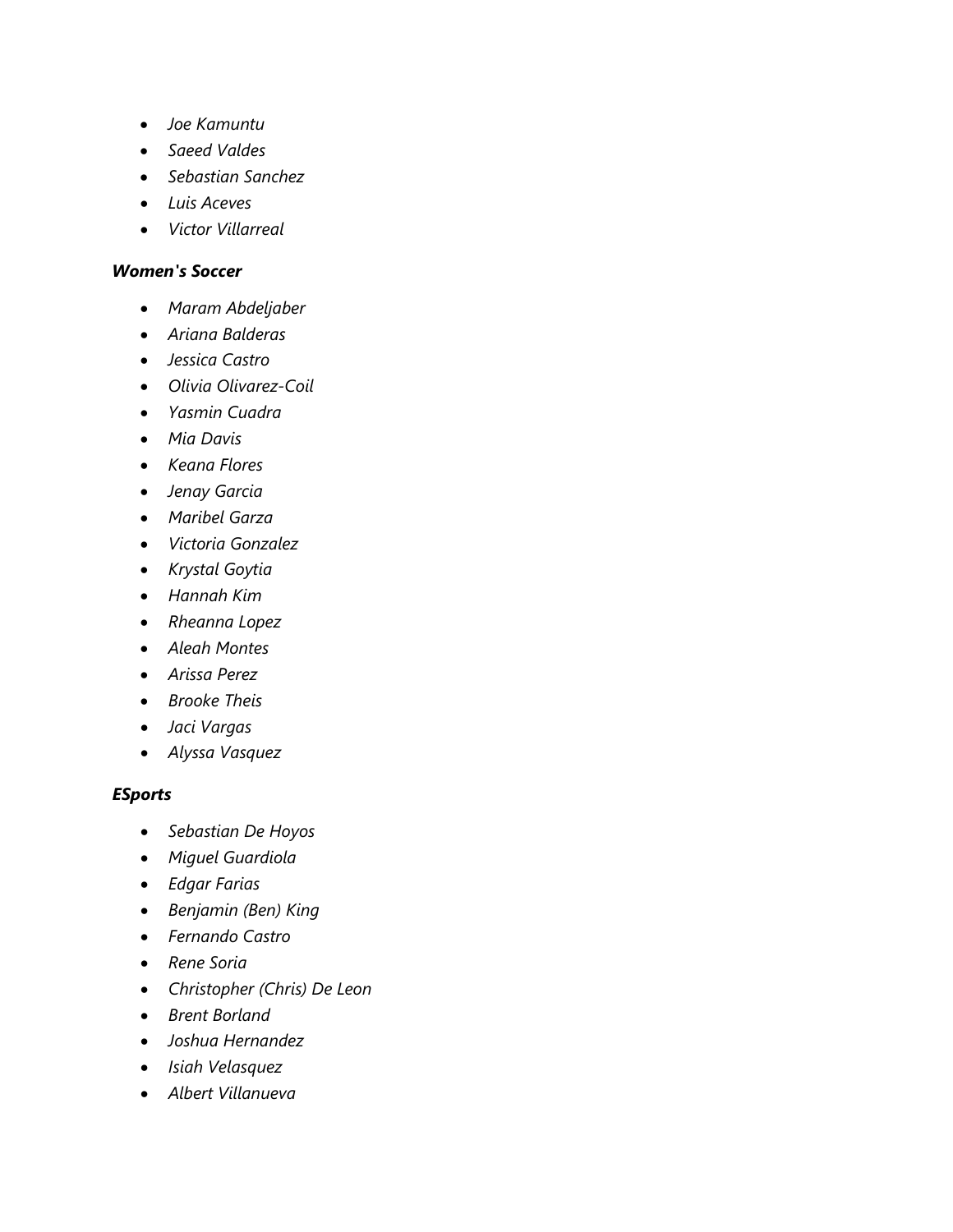- *Joe Kamuntu*
- *Saeed Valdes*
- *Sebastian Sanchez*
- *Luis Aceves*
- *Victor Villarreal*

***Women's Soccer***

- *Maram Abdeljaber*
- *Ariana Balderas*
- *Jessica Castro*
- *Olivia Olivarez-Coil*
- *Yasmin Cuadra*
- *Mia Davis*
- *Keana Flores*
- *Jenay Garcia*
- *Maribel Garza*
- *Victoria Gonzalez*
- *Krystal Goytia*
- *Hannah Kim*
- *Rheanna Lopez*
- *Aleah Montes*
- *Arissa Perez*
- *Brooke Theis*
- *Jaci Vargas*
- *Alyssa Vasquez*

***ESports***

- *Sebastian De Hoyos*
- *Miguel Guardiola*
- *Edgar Farias*
- *Benjamin (Ben) King*
- *Fernando Castro*
- *Rene Soria*
- *Christopher (Chris) De Leon*
- *Brent Borland*
- *Joshua Hernandez*
- *Isiah Velasquez*
- *Albert Villanueva*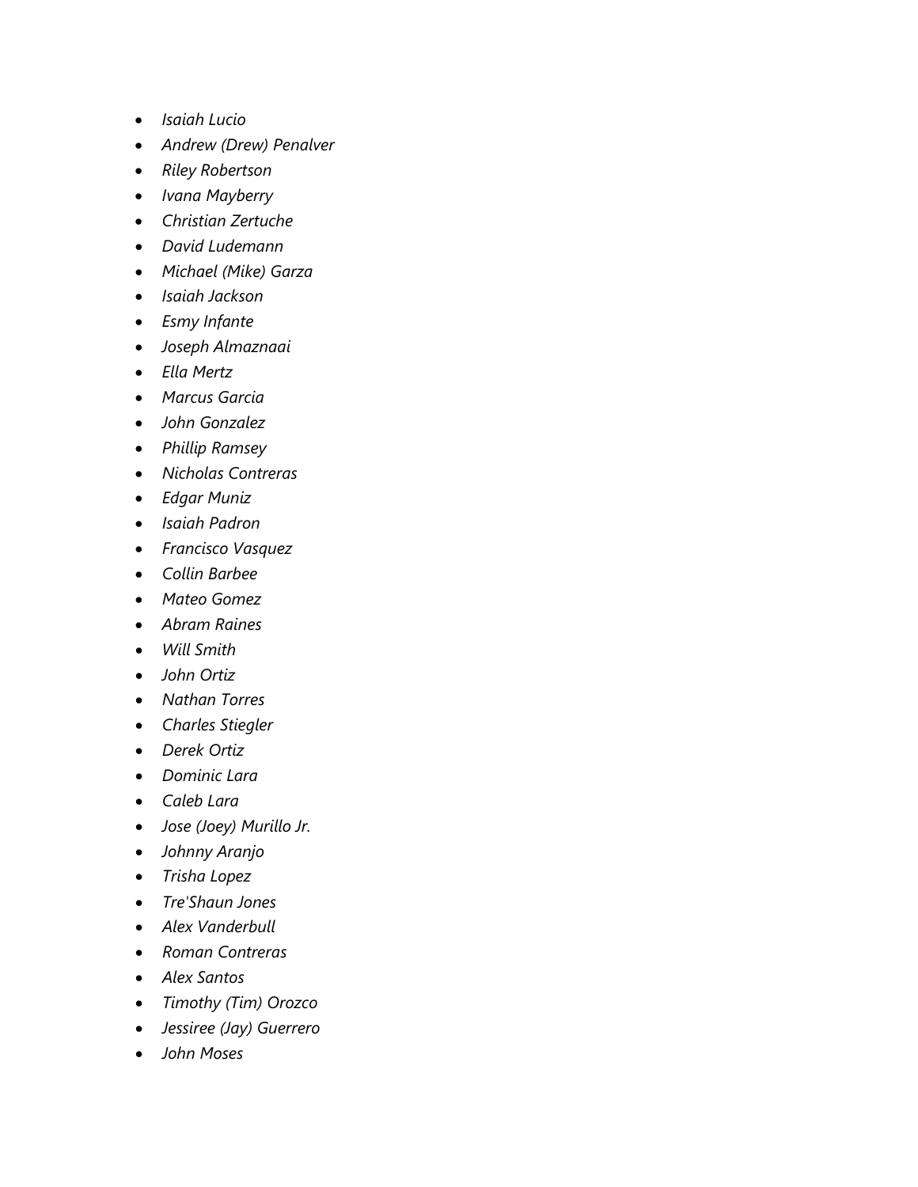- *Isaiah Lucio*
- *Andrew (Drew) Penalver*
- *Riley Robertson*
- *Ivana Mayberry*
- *Christian Zertuche*
- *David Ludemann*
- *Michael (Mike) Garza*
- *Isaiah Jackson*
- *Esmy Infante*
- *Joseph Almaznaai*
- *Ella Mertz*
- *Marcus Garcia*
- *John Gonzalez*
- *Phillip Ramsey*
- *Nicholas Contreras*
- *Edgar Muniz*
- *Isaiah Padron*
- *Francisco Vasquez*
- *Collin Barbee*
- *Mateo Gomez*
- *Abram Raines*
- *Will Smith*
- *John Ortiz*
- *Nathan Torres*
- *Charles Stiegler*
- *Derek Ortiz*
- *Dominic Lara*
- *Caleb Lara*
- *Jose (Joey) Murillo Jr.*
- *Johnny Aranjo*
- *Trisha Lopez*
- *Tre'Shaun Jones*
- *Alex Vanderbull*
- *Roman Contreras*
- *Alex Santos*
- *Timothy (Tim) Orozco*
- *Jessiree (Jay) Guerrero*
- *John Moses*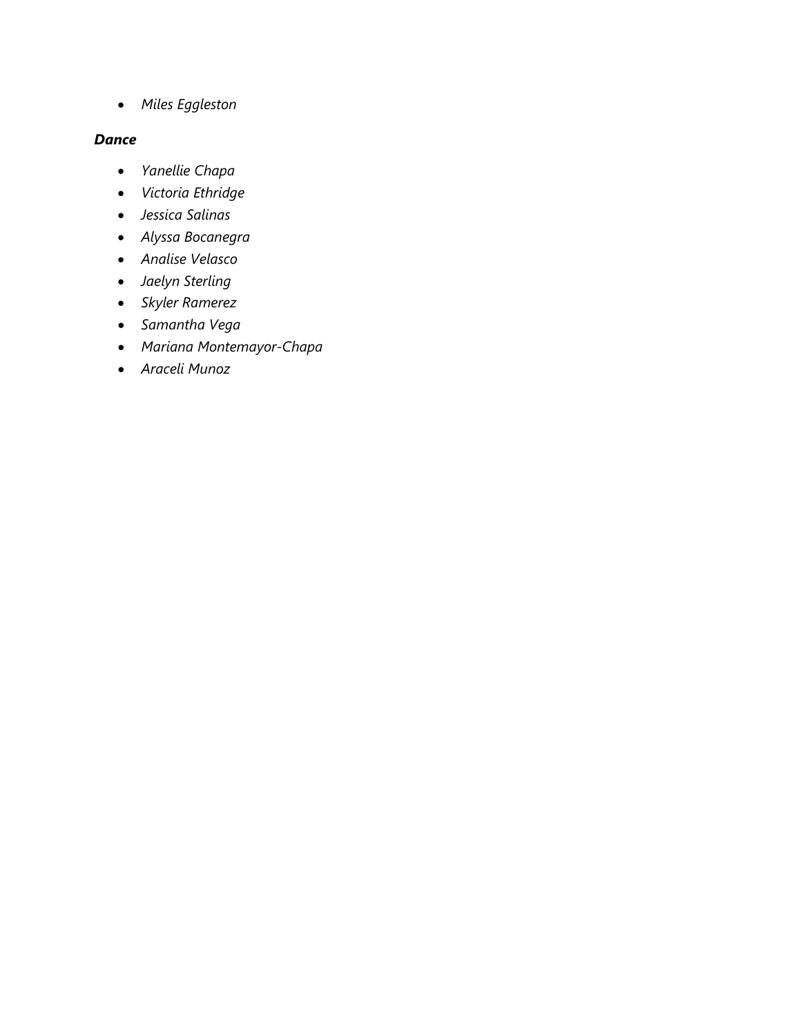- *Miles Eggleston*

***Dance***

- *Yanellie Chapa*
- *Victoria Ethridge*
- *Jessica Salinas*
- *Alyssa Bocanegra*
- *Analise Velasco*
- *Jaelyn Sterling*
- *Skyler Ramerez*
- *Samantha Vega*
- *Mariana Montemayor-Chapa*
- *Araceli Munoz*